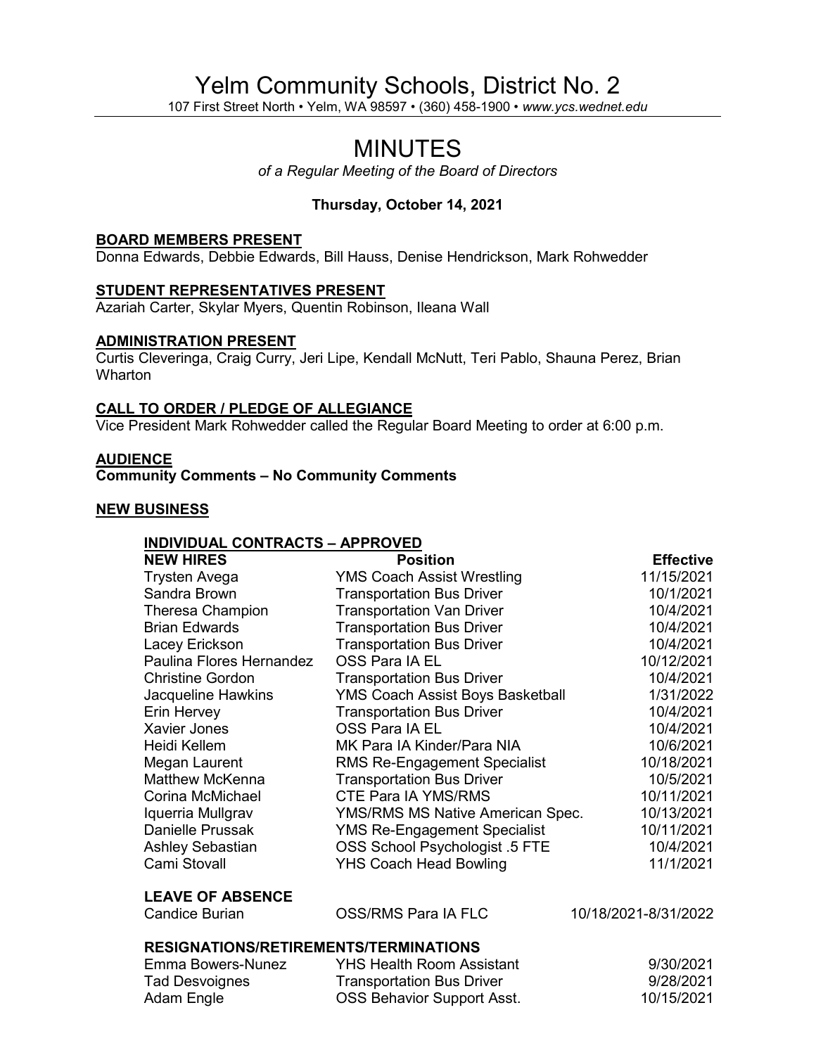# Yelm Community Schools, District No. 2

107 First Street North • Yelm, WA 98597 • (360) 458-1900 • *www.ycs.wednet.edu*

# MINUTES

*of a Regular Meeting of the Board of Directors*

**Thursday, October 14, 2021**

## BOARD MEMBERS PRESENT

Donna Edwards, Debbie Edwards, Bill Hauss, Denise Hendrickson, Mark Rohwedder

## STUDENT REPRESENTATIVES PRESENT

Azariah Carter, Skylar Myers, Quentin Robinson, Ileana Wall

## ADMINISTRATION PRESENT

Curtis Cleveringa, Craig Curry, Jeri Lipe, Kendall McNutt, Teri Pablo, Shauna Perez, Brian Wharton

## CALL TO ORDER / PLEDGE OF ALLEGIANCE

Vice President Mark Rohwedder called the Regular Board Meeting to order at 6:00 p.m.

## AUDIENCE

**Community Comments – No Community Comments**

## NEW BUSINESS

### INDIVIDUAL CONTRACTS – APPROVED

| NEW HIRES | Position | Effective |
|---|---|---|
| Trysten Avega | YMS Coach Assist Wrestling | 11/15/2021 |
| Sandra Brown | Transportation Bus Driver | 10/1/2021 |
| Theresa Champion | Transportation Van Driver | 10/4/2021 |
| Brian Edwards | Transportation Bus Driver | 10/4/2021 |
| Lacey Erickson | Transportation Bus Driver | 10/4/2021 |
| Paulina Flores Hernandez | OSS Para IA EL | 10/12/2021 |
| Christine Gordon | Transportation Bus Driver | 10/4/2021 |
| Jacqueline Hawkins | YMS Coach Assist Boys Basketball | 1/31/2022 |
| Erin Hervey | Transportation Bus Driver | 10/4/2021 |
| Xavier Jones | OSS Para IA EL | 10/4/2021 |
| Heidi Kellem | MK Para IA Kinder/Para NIA | 10/6/2021 |
| Megan Laurent | RMS Re-Engagement Specialist | 10/18/2021 |
| Matthew McKenna | Transportation Bus Driver | 10/5/2021 |
| Corina McMichael | CTE Para IA YMS/RMS | 10/11/2021 |
| Iquerria Mullgrav | YMS/RMS MS Native American Spec. | 10/13/2021 |
| Danielle Prussak | YMS Re-Engagement Specialist | 10/11/2021 |
| Ashley Sebastian | OSS School Psychologist .5 FTE | 10/4/2021 |
| Cami Stovall | YHS Coach Head Bowling | 11/1/2021 |

**LEAVE OF ABSENCE**

| | | |
|---|---|---|
| Candice Burian | OSS/RMS Para IA FLC | 10/18/2021-8/31/2022 |

**RESIGNATIONS/RETIREMENTS/TERMINATIONS**

| | | |
|---|---|---|
| Emma Bowers-Nunez | YHS Health Room Assistant | 9/30/2021 |
| Tad Desvoignes | Transportation Bus Driver | 9/28/2021 |
| Adam Engle | OSS Behavior Support Asst. | 10/15/2021 |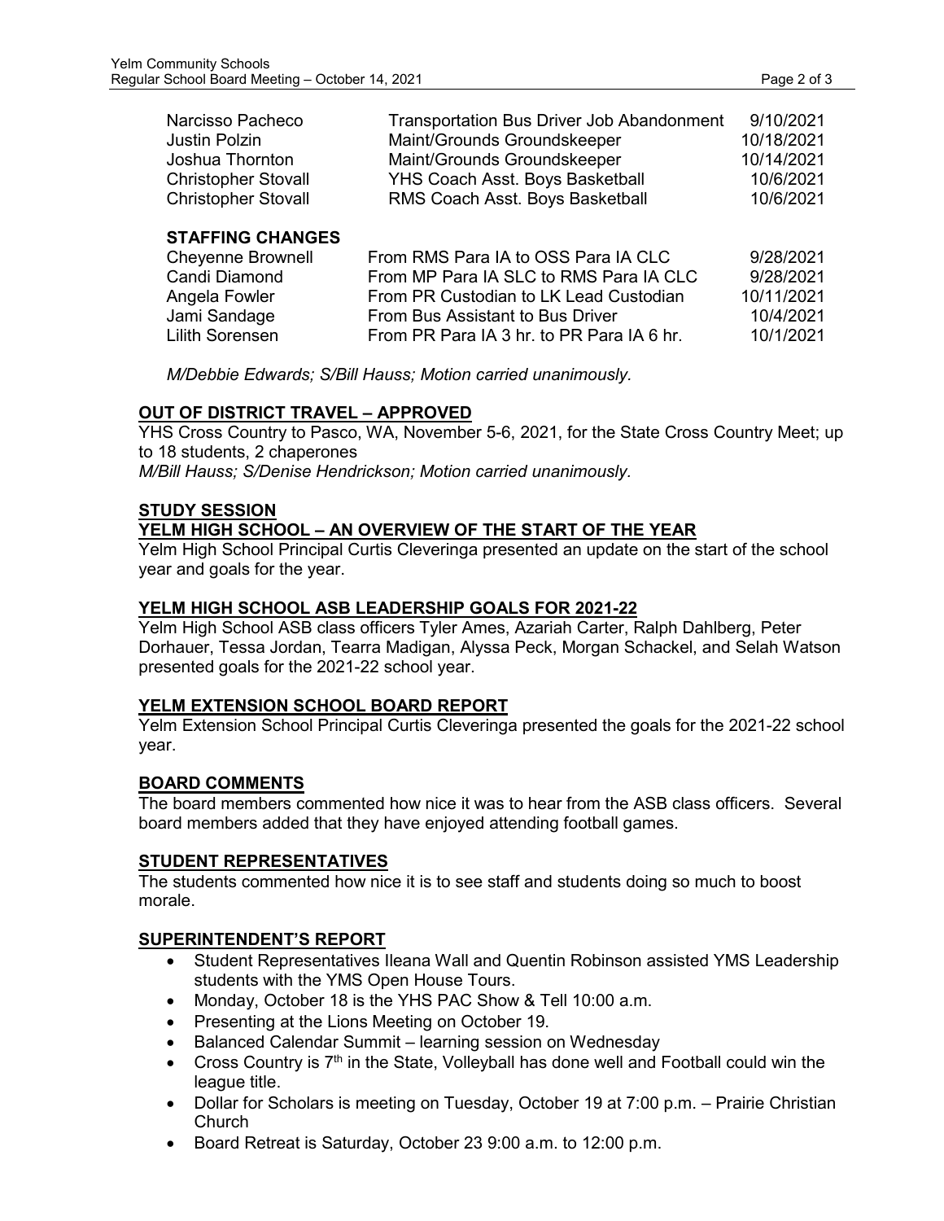| | | |
|---|---|---|
| Narcisso Pacheco | Transportation Bus Driver Job Abandonment | 9/10/2021 |
| Justin Polzin | Maint/Grounds Groundskeeper | 10/18/2021 |
| Joshua Thornton | Maint/Grounds Groundskeeper | 10/14/2021 |
| Christopher Stovall | YHS Coach Asst. Boys Basketball | 10/6/2021 |
| Christopher Stovall | RMS Coach Asst. Boys Basketball | 10/6/2021 |

**STAFFING CHANGES**

| | | |
|---|---|---|
| Cheyenne Brownell | From RMS Para IA to OSS Para IA CLC | 9/28/2021 |
| Candi Diamond | From MP Para IA SLC to RMS Para IA CLC | 9/28/2021 |
| Angela Fowler | From PR Custodian to LK Lead Custodian | 10/11/2021 |
| Jami Sandage | From Bus Assistant to Bus Driver | 10/4/2021 |
| Lilith Sorensen | From PR Para IA 3 hr. to PR Para IA 6 hr. | 10/1/2021 |

*M/Debbie Edwards; S/Bill Hauss; Motion carried unanimously.*

## OUT OF DISTRICT TRAVEL – APPROVED

YHS Cross Country to Pasco, WA, November 5-6, 2021, for the State Cross Country Meet; up to 18 students, 2 chaperones

*M/Bill Hauss; S/Denise Hendrickson; Motion carried unanimously.*

## STUDY SESSION

## YELM HIGH SCHOOL – AN OVERVIEW OF THE START OF THE YEAR

Yelm High School Principal Curtis Cleveringa presented an update on the start of the school year and goals for the year.

## YELM HIGH SCHOOL ASB LEADERSHIP GOALS FOR 2021-22

Yelm High School ASB class officers Tyler Ames, Azariah Carter, Ralph Dahlberg, Peter Dorhauer, Tessa Jordan, Tearra Madigan, Alyssa Peck, Morgan Schackel, and Selah Watson presented goals for the 2021-22 school year.

## YELM EXTENSION SCHOOL BOARD REPORT

Yelm Extension School Principal Curtis Cleveringa presented the goals for the 2021-22 school year.

## BOARD COMMENTS

The board members commented how nice it was to hear from the ASB class officers. Several board members added that they have enjoyed attending football games.

## STUDENT REPRESENTATIVES

The students commented how nice it is to see staff and students doing so much to boost morale.

## SUPERINTENDENT'S REPORT

- Student Representatives Ileana Wall and Quentin Robinson assisted YMS Leadership students with the YMS Open House Tours.
- Monday, October 18 is the YHS PAC Show & Tell 10:00 a.m.
- Presenting at the Lions Meeting on October 19.
- Balanced Calendar Summit – learning session on Wednesday
- Cross Country is 7th in the State, Volleyball has done well and Football could win the league title.
- Dollar for Scholars is meeting on Tuesday, October 19 at 7:00 p.m. – Prairie Christian Church
- Board Retreat is Saturday, October 23 9:00 a.m. to 12:00 p.m.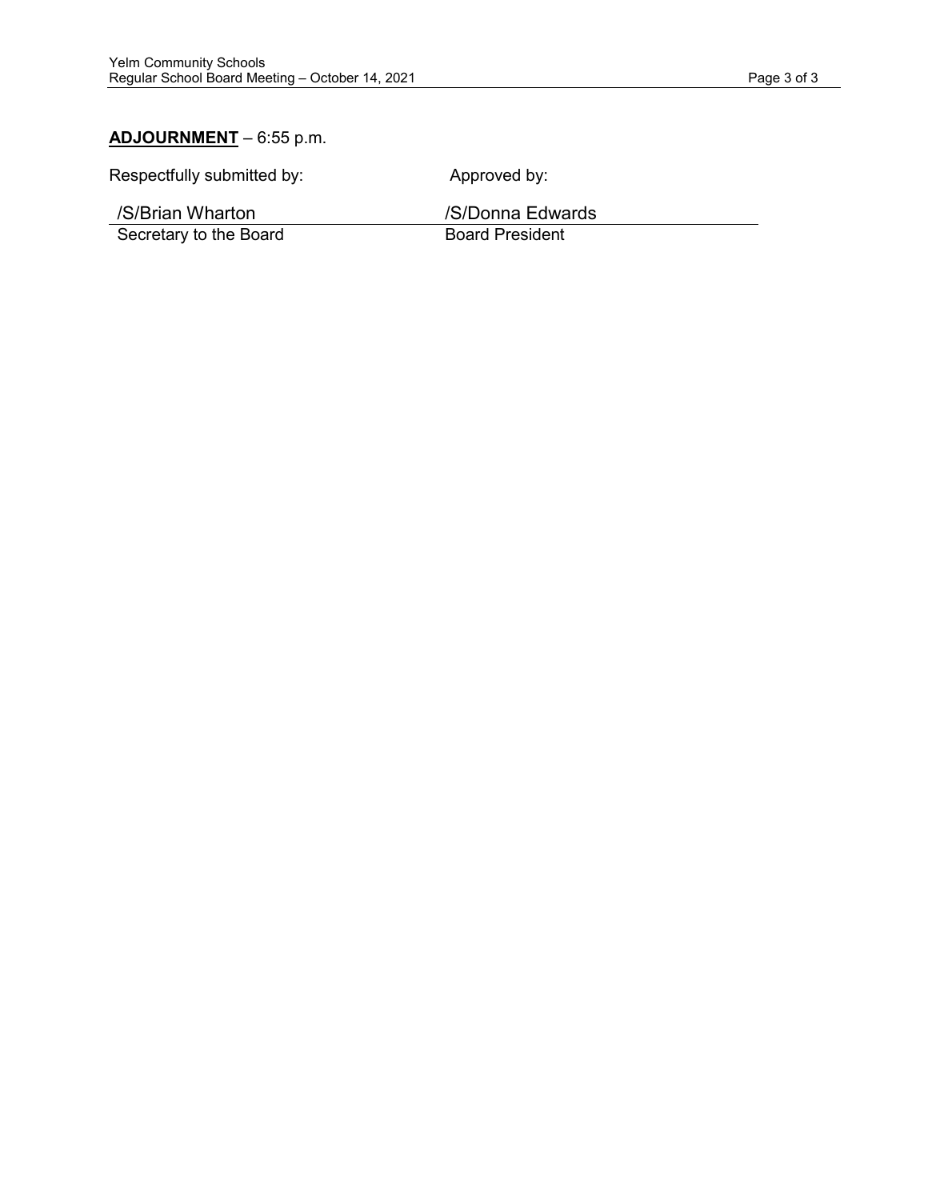**ADJOURNMENT** – 6:55 p.m.

| | |
|---|---|
| Respectfully submitted by: | Approved by: |
| /S/Brian Wharton | /S/Donna Edwards |
| Secretary to the Board | Board President |